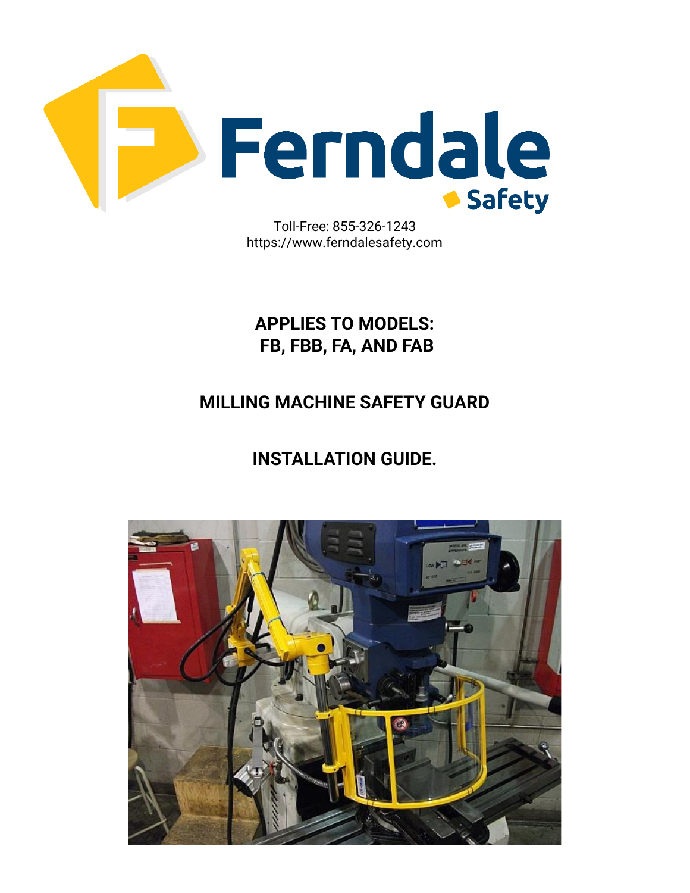Ferndale Safety

Toll-Free: 855-326-1243
https://www.ferndalesafety.com

# APPLIES TO MODELS: FB, FBB, FA, AND FAB

# MILLING MACHINE SAFETY GUARD

# INSTALLATION GUIDE.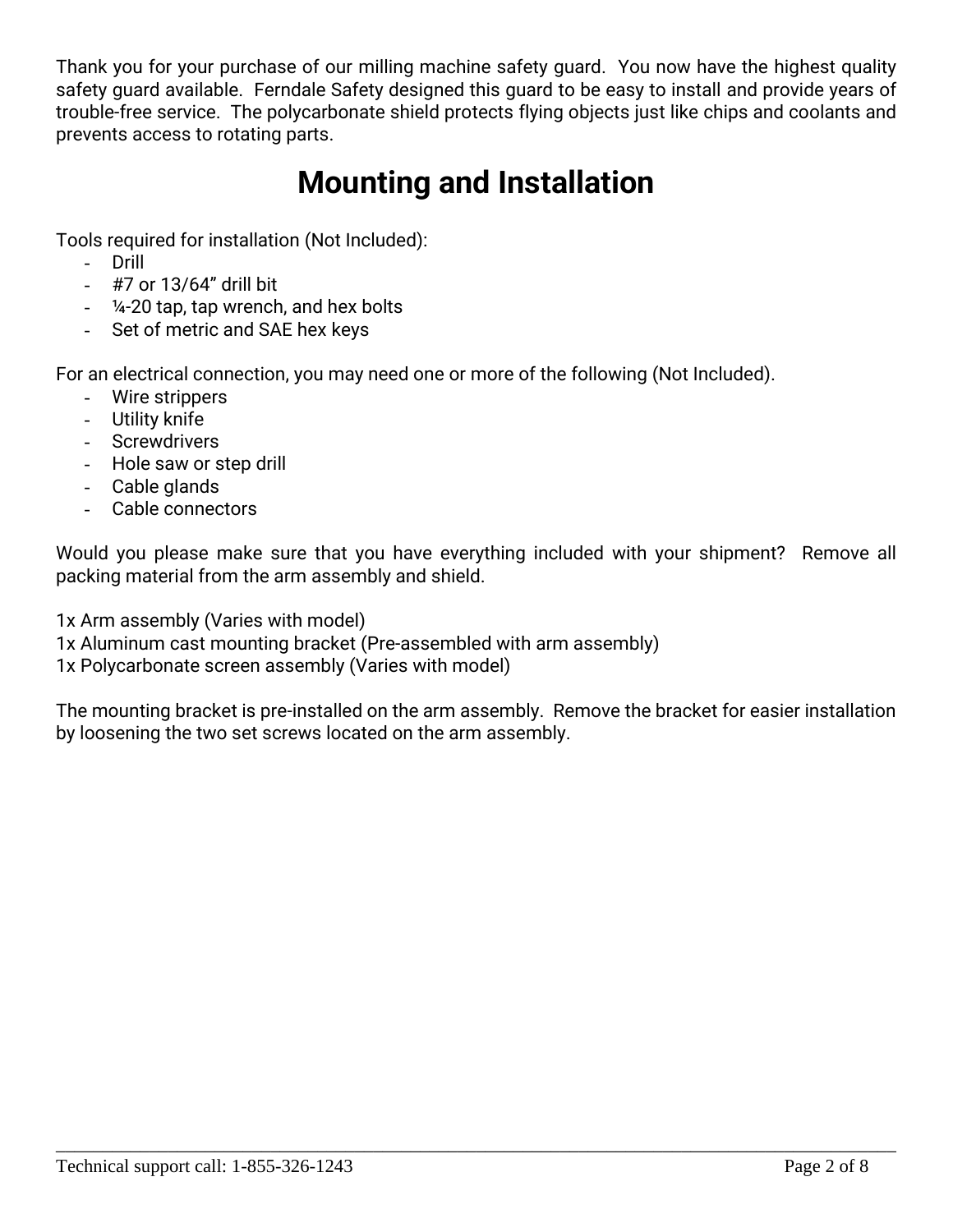Thank you for your purchase of our milling machine safety guard. You now have the highest quality safety guard available. Ferndale Safety designed this guard to be easy to install and provide years of trouble-free service. The polycarbonate shield protects flying objects just like chips and coolants and prevents access to rotating parts.

# Mounting and Installation

Tools required for installation (Not Included):

- Drill
- #7 or 13/64" drill bit
- ¼-20 tap, tap wrench, and hex bolts
- Set of metric and SAE hex keys

For an electrical connection, you may need one or more of the following (Not Included).

- Wire strippers
- Utility knife
- Screwdrivers
- Hole saw or step drill
- Cable glands
- Cable connectors

Would you please make sure that you have everything included with your shipment? Remove all packing material from the arm assembly and shield.

1x Arm assembly (Varies with model)
1x Aluminum cast mounting bracket (Pre-assembled with arm assembly)
1x Polycarbonate screen assembly (Varies with model)

The mounting bracket is pre-installed on the arm assembly. Remove the bracket for easier installation by loosening the two set screws located on the arm assembly.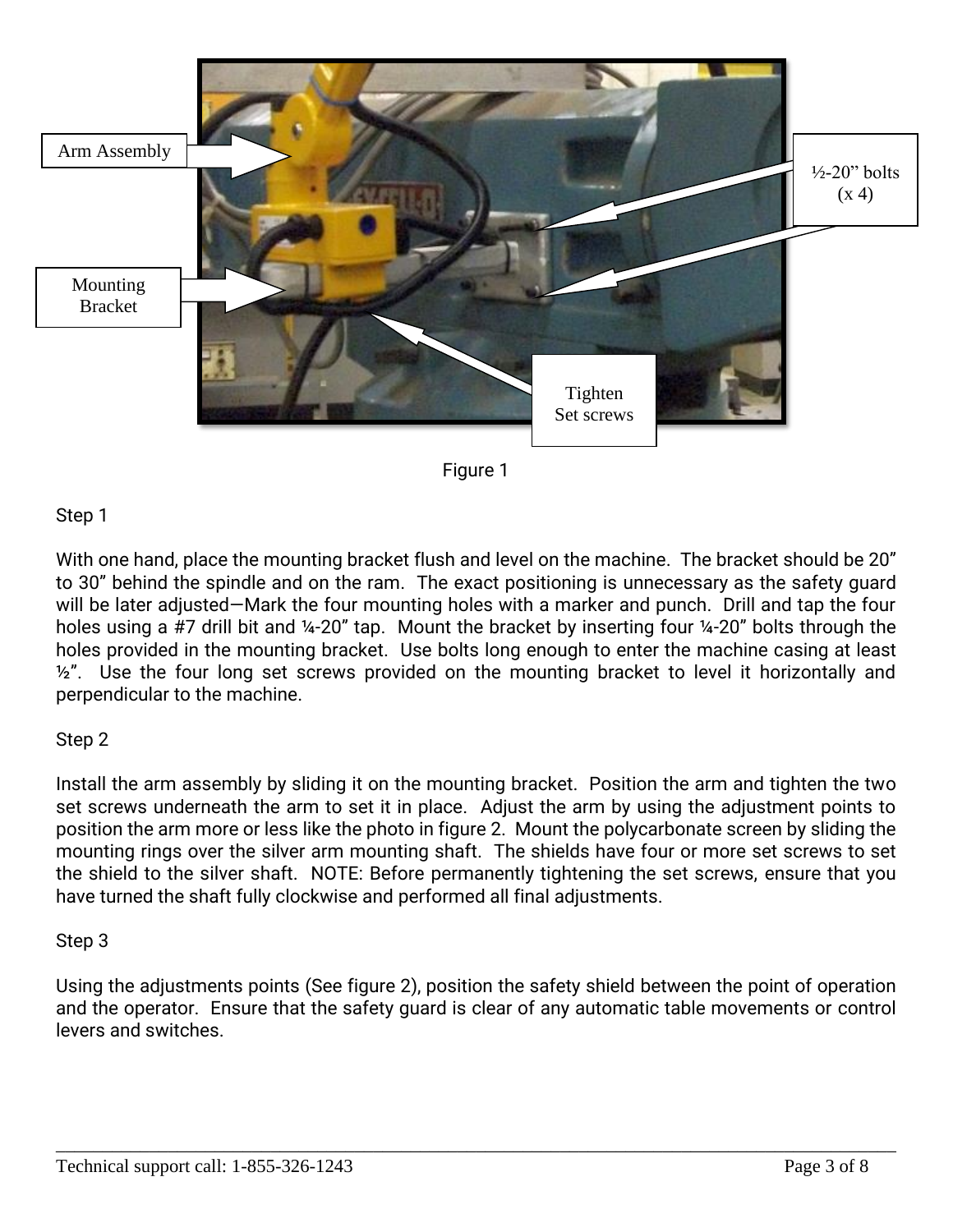Figure 1

Step 1

With one hand, place the mounting bracket flush and level on the machine. The bracket should be 20" to 30" behind the spindle and on the ram. The exact positioning is unnecessary as the safety guard will be later adjusted—Mark the four mounting holes with a marker and punch. Drill and tap the four holes using a #7 drill bit and ¼-20" tap. Mount the bracket by inserting four ¼-20" bolts through the holes provided in the mounting bracket. Use bolts long enough to enter the machine casing at least ½". Use the four long set screws provided on the mounting bracket to level it horizontally and perpendicular to the machine.

Step 2

Install the arm assembly by sliding it on the mounting bracket. Position the arm and tighten the two set screws underneath the arm to set it in place. Adjust the arm by using the adjustment points to position the arm more or less like the photo in figure 2. Mount the polycarbonate screen by sliding the mounting rings over the silver arm mounting shaft. The shields have four or more set screws to set the shield to the silver shaft. NOTE: Before permanently tightening the set screws, ensure that you have turned the shaft fully clockwise and performed all final adjustments.

Step 3

Using the adjustments points (See figure 2), position the safety shield between the point of operation and the operator. Ensure that the safety guard is clear of any automatic table movements or control levers and switches.

Technical support call: 1-855-326-1243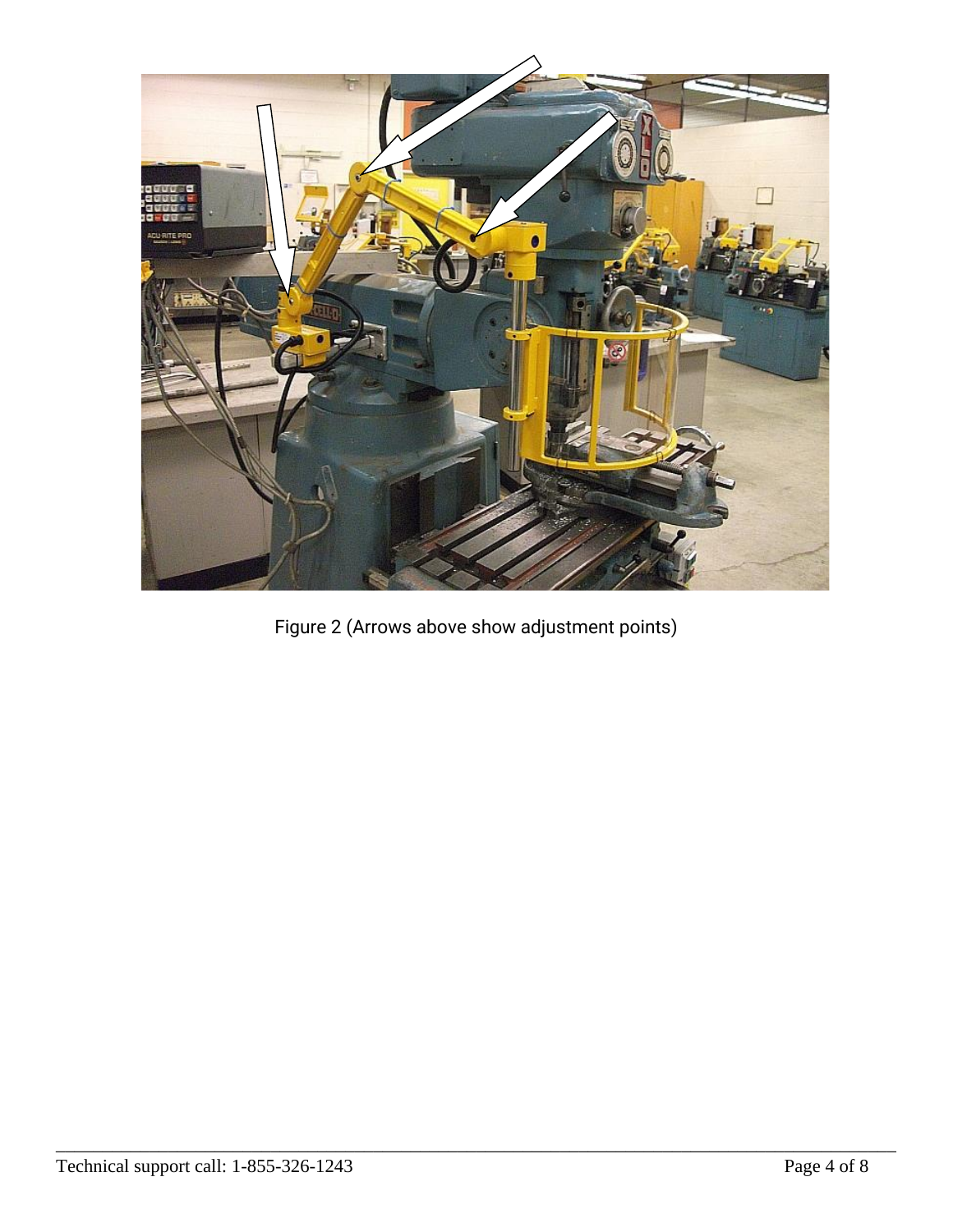Figure 2 (Arrows above show adjustment points)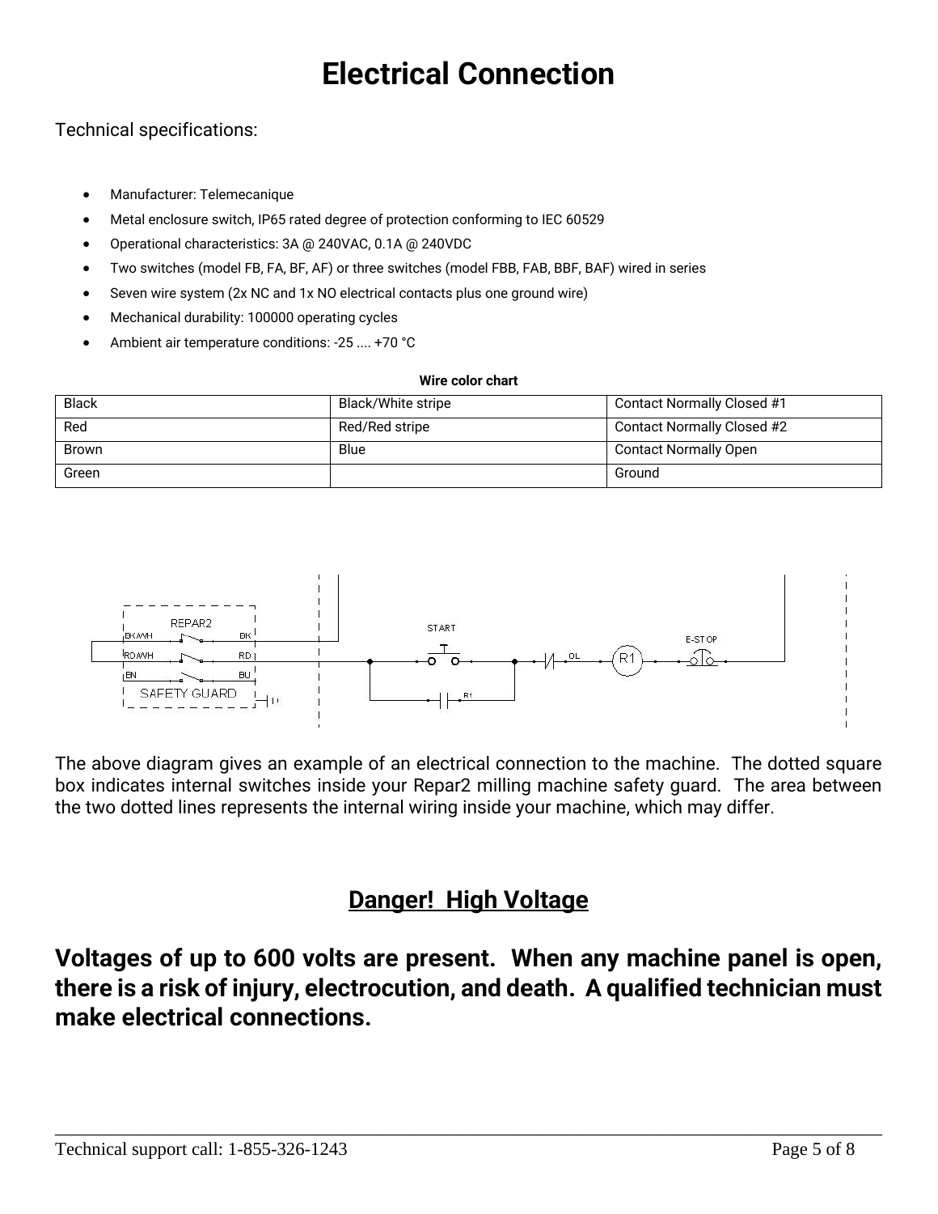# Electrical Connection

Technical specifications:

- Manufacturer: Telemecanique
- Metal enclosure switch, IP65 rated degree of protection conforming to IEC 60529
- Operational characteristics: 3A @ 240VAC, 0.1A @ 240VDC
- Two switches (model FB, FA, BF, AF) or three switches (model FBB, FAB, BBF, BAF) wired in series
- Seven wire system (2x NC and 1x NO electrical contacts plus one ground wire)
- Mechanical durability: 100000 operating cycles
- Ambient air temperature conditions: -25 .... +70 °C

**Wire color chart**

| | | |
|---|---|---|
| Black | Black/White stripe | Contact Normally Closed #1 |
| Red | Red/Red stripe | Contact Normally Closed #2 |
| Brown | Blue | Contact Normally Open |
| Green | | Ground |

The above diagram gives an example of an electrical connection to the machine. The dotted square box indicates internal switches inside your Repar2 milling machine safety guard. The area between the two dotted lines represents the internal wiring inside your machine, which may differ.

## Danger! High Voltage

**Voltages of up to 600 volts are present. When any machine panel is open, there is a risk of injury, electrocution, and death. A qualified technician must make electrical connections.**

Technical support call: 1-855-326-1243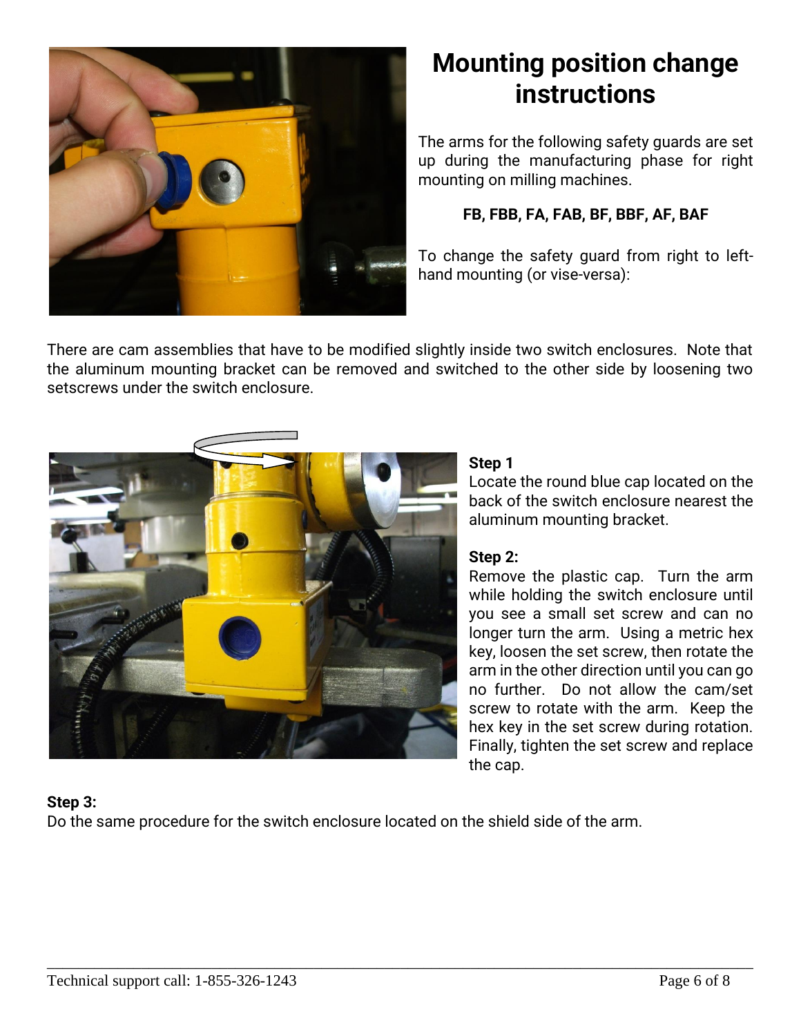# Mounting position change instructions

The arms for the following safety guards are set up during the manufacturing phase for right mounting on milling machines.

**FB, FBB, FA, FAB, BF, BBF, AF, BAF**

To change the safety guard from right to left-hand mounting (or vise-versa):

There are cam assemblies that have to be modified slightly inside two switch enclosures. Note that the aluminum mounting bracket can be removed and switched to the other side by loosening two setscrews under the switch enclosure.

**Step 1**
Locate the round blue cap located on the back of the switch enclosure nearest the aluminum mounting bracket.

**Step 2:**
Remove the plastic cap. Turn the arm while holding the switch enclosure until you see a small set screw and can no longer turn the arm. Using a metric hex key, loosen the set screw, then rotate the arm in the other direction until you can go no further. Do not allow the cam/set screw to rotate with the arm. Keep the hex key in the set screw during rotation. Finally, tighten the set screw and replace the cap.

**Step 3:**
Do the same procedure for the switch enclosure located on the shield side of the arm.

Technical support call: 1-855-326-1243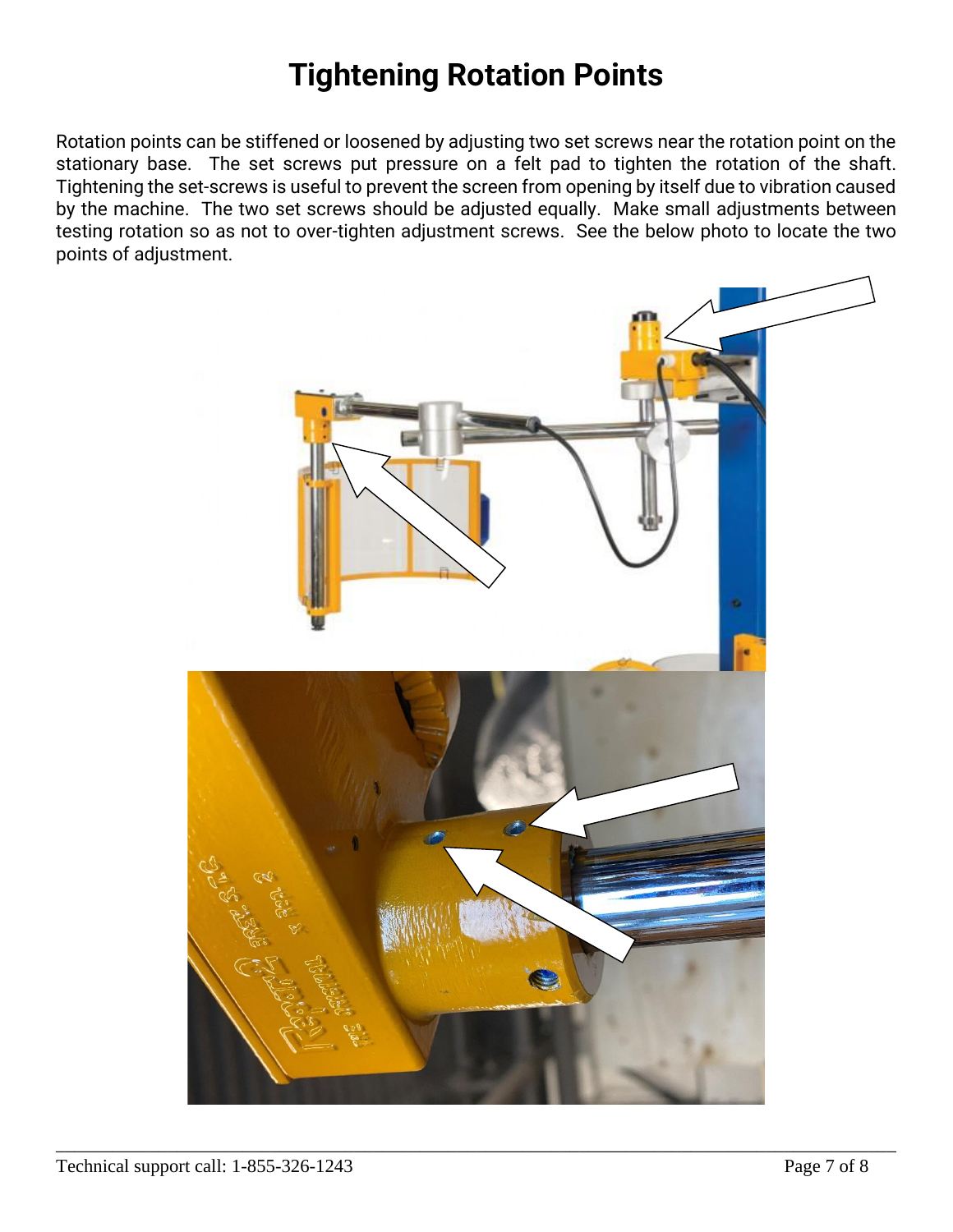# Tightening Rotation Points

Rotation points can be stiffened or loosened by adjusting two set screws near the rotation point on the stationary base. The set screws put pressure on a felt pad to tighten the rotation of the shaft. Tightening the set-screws is useful to prevent the screen from opening by itself due to vibration caused by the machine. The two set screws should be adjusted equally. Make small adjustments between testing rotation so as not to over-tighten adjustment screws. See the below photo to locate the two points of adjustment.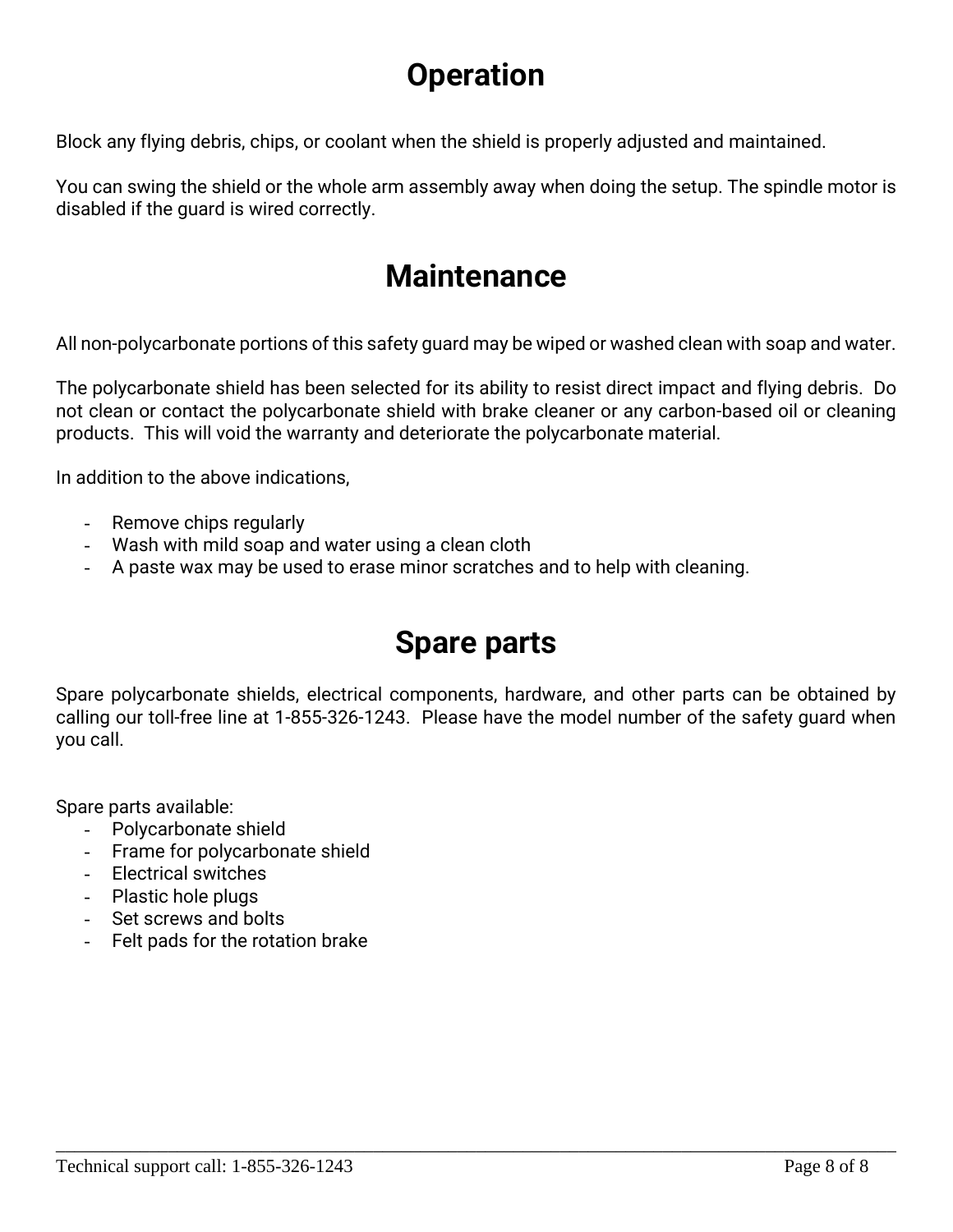# Operation

Block any flying debris, chips, or coolant when the shield is properly adjusted and maintained.

You can swing the shield or the whole arm assembly away when doing the setup. The spindle motor is disabled if the guard is wired correctly.

# Maintenance

All non-polycarbonate portions of this safety guard may be wiped or washed clean with soap and water.

The polycarbonate shield has been selected for its ability to resist direct impact and flying debris. Do not clean or contact the polycarbonate shield with brake cleaner or any carbon-based oil or cleaning products. This will void the warranty and deteriorate the polycarbonate material.

In addition to the above indications,

- Remove chips regularly
- Wash with mild soap and water using a clean cloth
- A paste wax may be used to erase minor scratches and to help with cleaning.

# Spare parts

Spare polycarbonate shields, electrical components, hardware, and other parts can be obtained by calling our toll-free line at 1-855-326-1243. Please have the model number of the safety guard when you call.

Spare parts available:

- Polycarbonate shield
- Frame for polycarbonate shield
- Electrical switches
- Plastic hole plugs
- Set screws and bolts
- Felt pads for the rotation brake